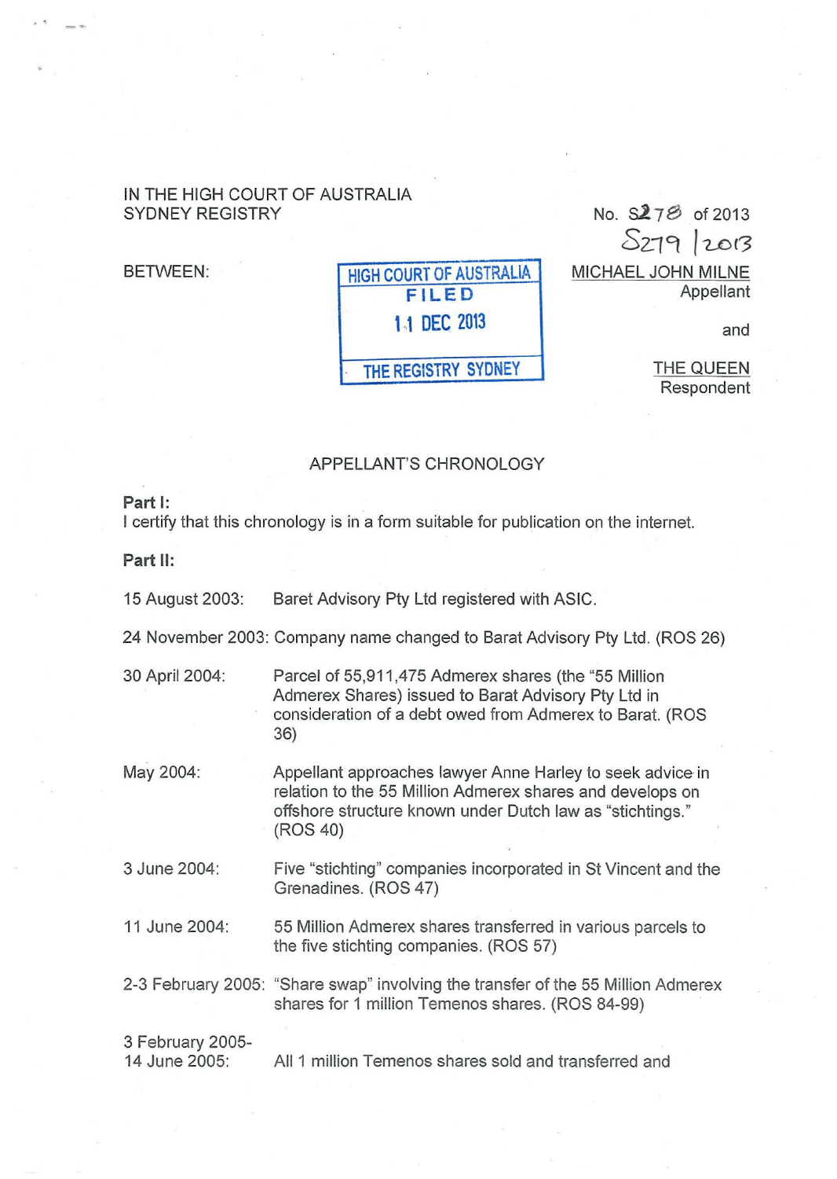IN THE HIGH COURT OF AUSTRALIA
SYDNEY REGISTRY

No. S278 of 2013
S279/2013

BETWEEN:

HIGH COURT OF AUSTRALIA
FILED
11 DEC 2013
THE REGISTRY SYDNEY

MICHAEL JOHN MILNE
Appellant

and

THE QUEEN
Respondent

APPELLANT'S CHRONOLOGY

**Part I:**
I certify that this chronology is in a form suitable for publication on the internet.

**Part II:**

| | |
|---|---|
| 15 August 2003: | Baret Advisory Pty Ltd registered with ASIC. |
| 24 November 2003: | Company name changed to Barat Advisory Pty Ltd. (ROS 26) |
| 30 April 2004: | Parcel of 55,911,475 Admerex shares (the "55 Million Admerex Shares) issued to Barat Advisory Pty Ltd in consideration of a debt owed from Admerex to Barat. (ROS 36) |
| May 2004: | Appellant approaches lawyer Anne Harley to seek advice in relation to the 55 Million Admerex shares and develops on offshore structure known under Dutch law as "stichtings." (ROS 40) |
| 3 June 2004: | Five "stichting" companies incorporated in St Vincent and the Grenadines. (ROS 47) |
| 11 June 2004: | 55 Million Admerex shares transferred in various parcels to the five stichting companies. (ROS 57) |
| 2-3 February 2005: | "Share swap" involving the transfer of the 55 Million Admerex shares for 1 million Temenos shares. (ROS 84-99) |
| 3 February 2005-14 June 2005: | All 1 million Temenos shares sold and transferred and |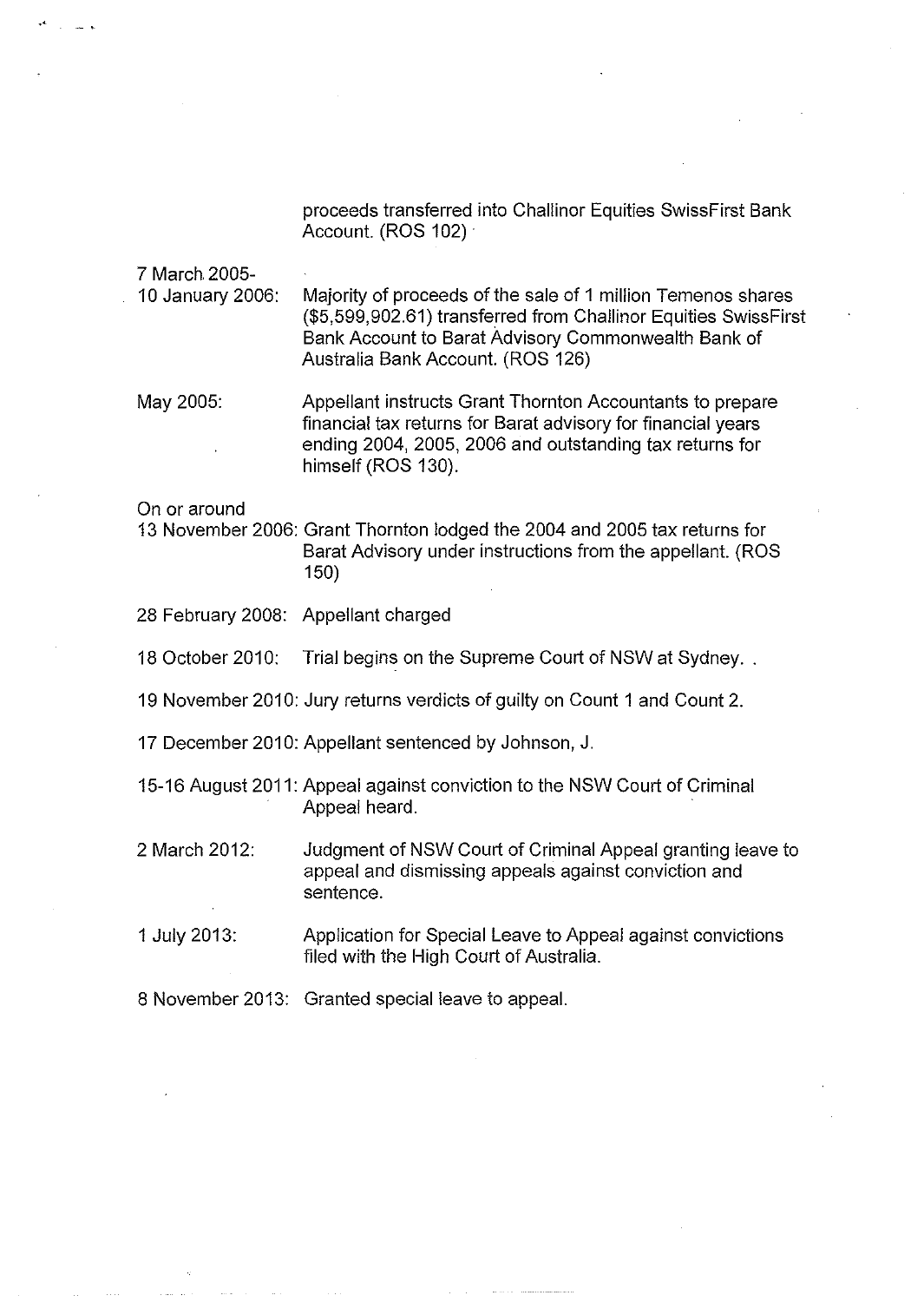proceeds transferred into Challinor Equities SwissFirst Bank Account. (ROS 102)

| | |
|---|---|
| 7 March 2005-<br>10 January 2006: | Majority of proceeds of the sale of 1 million Temenos shares ($5,599,902.61) transferred from Challinor Equities SwissFirst Bank Account to Barat Advisory Commonwealth Bank of Australia Bank Account. (ROS 126) |
| May 2005: | Appellant instructs Grant Thornton Accountants to prepare financial tax returns for Barat advisory for financial years ending 2004, 2005, 2006 and outstanding tax returns for himself (ROS 130). |
| On or around<br>13 November 2006: | Grant Thornton lodged the 2004 and 2005 tax returns for Barat Advisory under instructions from the appellant. (ROS 150) |
| 28 February 2008: | Appellant charged |
| 18 October 2010: | Trial begins on the Supreme Court of NSW at Sydney. . |
| 19 November 2010: | Jury returns verdicts of guilty on Count 1 and Count 2. |
| 17 December 2010: | Appellant sentenced by Johnson, J. |
| 15-16 August 2011: | Appeal against conviction to the NSW Court of Criminal Appeal heard. |
| 2 March 2012: | Judgment of NSW Court of Criminal Appeal granting leave to appeal and dismissing appeals against conviction and sentence. |
| 1 July 2013: | Application for Special Leave to Appeal against convictions filed with the High Court of Australia. |
| 8 November 2013: | Granted special leave to appeal. |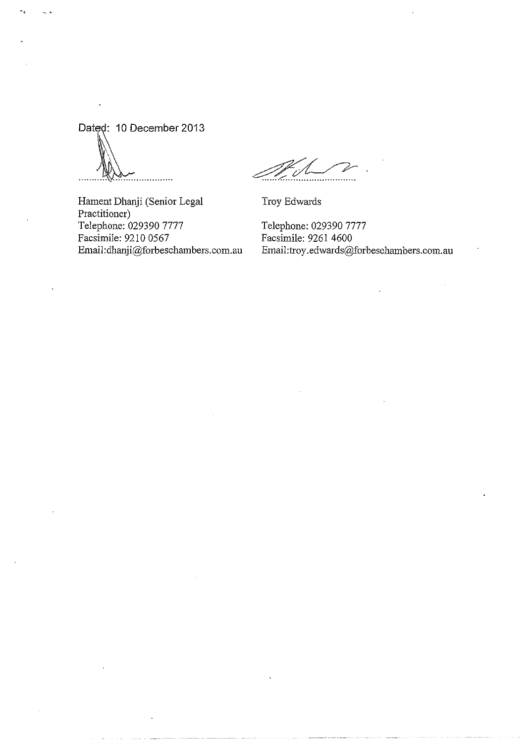Dated: 10 December 2013

| | |
|---|---|
| .................................... | .................................... |
| Hament Dhanji (Senior Legal Practitioner) | Troy Edwards |
| Telephone: 029390 7777 | Telephone: 029390 7777 |
| Facsimile: 9210 0567 | Facsimile: 9261 4600 |
| Email:dhanji@forbeschambers.com.au | Email:troy.edwards@forbeschambers.com.au |